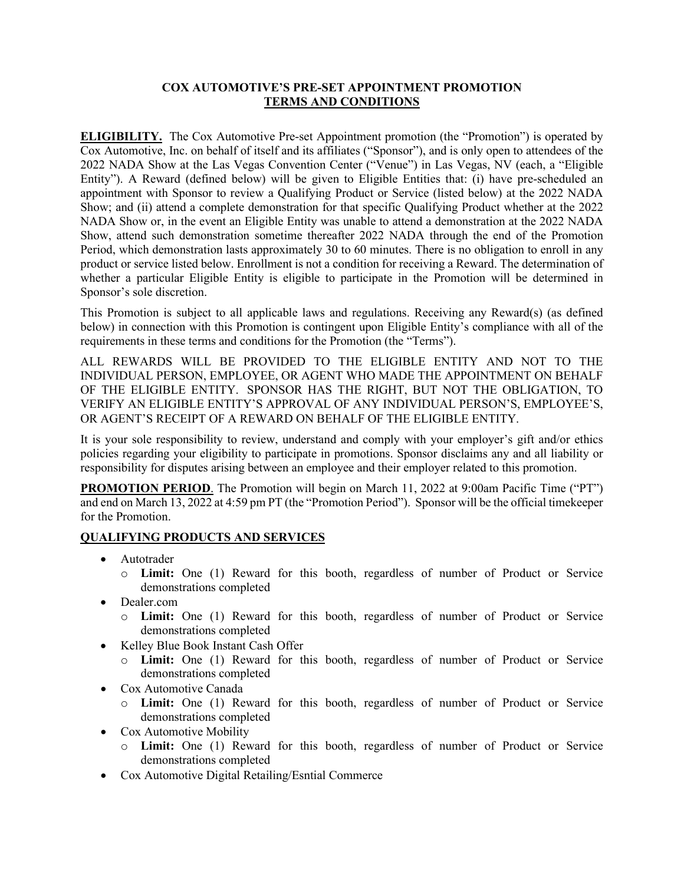# COX AUTOMOTIVE'S PRE-SET APPOINTMENT PROMOTION
## TERMS AND CONDITIONS

**ELIGIBILITY.** The Cox Automotive Pre-set Appointment promotion (the "Promotion") is operated by Cox Automotive, Inc. on behalf of itself and its affiliates ("Sponsor"), and is only open to attendees of the 2022 NADA Show at the Las Vegas Convention Center ("Venue") in Las Vegas, NV (each, a "Eligible Entity"). A Reward (defined below) will be given to Eligible Entities that: (i) have pre-scheduled an appointment with Sponsor to review a Qualifying Product or Service (listed below) at the 2022 NADA Show; and (ii) attend a complete demonstration for that specific Qualifying Product whether at the 2022 NADA Show or, in the event an Eligible Entity was unable to attend a demonstration at the 2022 NADA Show, attend such demonstration sometime thereafter 2022 NADA through the end of the Promotion Period, which demonstration lasts approximately 30 to 60 minutes. There is no obligation to enroll in any product or service listed below. Enrollment is not a condition for receiving a Reward. The determination of whether a particular Eligible Entity is eligible to participate in the Promotion will be determined in Sponsor's sole discretion.

This Promotion is subject to all applicable laws and regulations. Receiving any Reward(s) (as defined below) in connection with this Promotion is contingent upon Eligible Entity's compliance with all of the requirements in these terms and conditions for the Promotion (the "Terms").

ALL REWARDS WILL BE PROVIDED TO THE ELIGIBLE ENTITY AND NOT TO THE INDIVIDUAL PERSON, EMPLOYEE, OR AGENT WHO MADE THE APPOINTMENT ON BEHALF OF THE ELIGIBLE ENTITY. SPONSOR HAS THE RIGHT, BUT NOT THE OBLIGATION, TO VERIFY AN ELIGIBLE ENTITY'S APPROVAL OF ANY INDIVIDUAL PERSON'S, EMPLOYEE'S, OR AGENT'S RECEIPT OF A REWARD ON BEHALF OF THE ELIGIBLE ENTITY.

It is your sole responsibility to review, understand and comply with your employer's gift and/or ethics policies regarding your eligibility to participate in promotions. Sponsor disclaims any and all liability or responsibility for disputes arising between an employee and their employer related to this promotion.

**PROMOTION PERIOD**. The Promotion will begin on March 11, 2022 at 9:00am Pacific Time ("PT") and end on March 13, 2022 at 4:59 pm PT (the "Promotion Period"). Sponsor will be the official timekeeper for the Promotion.

**QUALIFYING PRODUCTS AND SERVICES**

- Autotrader
  - **Limit:** One (1) Reward for this booth, regardless of number of Product or Service demonstrations completed
- Dealer.com
  - **Limit:** One (1) Reward for this booth, regardless of number of Product or Service demonstrations completed
- Kelley Blue Book Instant Cash Offer
  - **Limit:** One (1) Reward for this booth, regardless of number of Product or Service demonstrations completed
- Cox Automotive Canada
  - **Limit:** One (1) Reward for this booth, regardless of number of Product or Service demonstrations completed
- Cox Automotive Mobility
  - **Limit:** One (1) Reward for this booth, regardless of number of Product or Service demonstrations completed
- Cox Automotive Digital Retailing/Esntial Commerce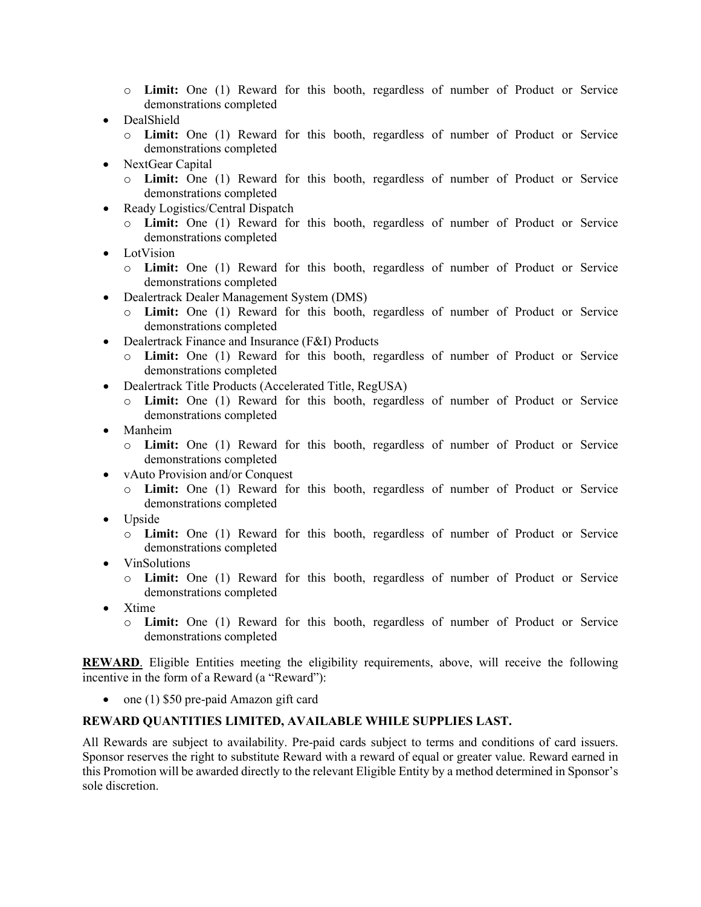- **Limit:** One (1) Reward for this booth, regardless of number of Product or Service demonstrations completed
- DealShield
  - **Limit:** One (1) Reward for this booth, regardless of number of Product or Service demonstrations completed
- NextGear Capital
  - **Limit:** One (1) Reward for this booth, regardless of number of Product or Service demonstrations completed
- Ready Logistics/Central Dispatch
  - **Limit:** One (1) Reward for this booth, regardless of number of Product or Service demonstrations completed
- LotVision
  - **Limit:** One (1) Reward for this booth, regardless of number of Product or Service demonstrations completed
- Dealertrack Dealer Management System (DMS)
  - **Limit:** One (1) Reward for this booth, regardless of number of Product or Service demonstrations completed
- Dealertrack Finance and Insurance (F&I) Products
  - **Limit:** One (1) Reward for this booth, regardless of number of Product or Service demonstrations completed
- Dealertrack Title Products (Accelerated Title, RegUSA)
  - **Limit:** One (1) Reward for this booth, regardless of number of Product or Service demonstrations completed
- Manheim
  - **Limit:** One (1) Reward for this booth, regardless of number of Product or Service demonstrations completed
- vAuto Provision and/or Conquest
  - **Limit:** One (1) Reward for this booth, regardless of number of Product or Service demonstrations completed
- Upside
  - **Limit:** One (1) Reward for this booth, regardless of number of Product or Service demonstrations completed
- VinSolutions
  - **Limit:** One (1) Reward for this booth, regardless of number of Product or Service demonstrations completed
- Xtime
  - **Limit:** One (1) Reward for this booth, regardless of number of Product or Service demonstrations completed

**REWARD**. Eligible Entities meeting the eligibility requirements, above, will receive the following incentive in the form of a Reward (a "Reward"):

- one (1) $50 pre-paid Amazon gift card

**REWARD QUANTITIES LIMITED, AVAILABLE WHILE SUPPLIES LAST.**

All Rewards are subject to availability. Pre-paid cards subject to terms and conditions of card issuers. Sponsor reserves the right to substitute Reward with a reward of equal or greater value. Reward earned in this Promotion will be awarded directly to the relevant Eligible Entity by a method determined in Sponsor's sole discretion.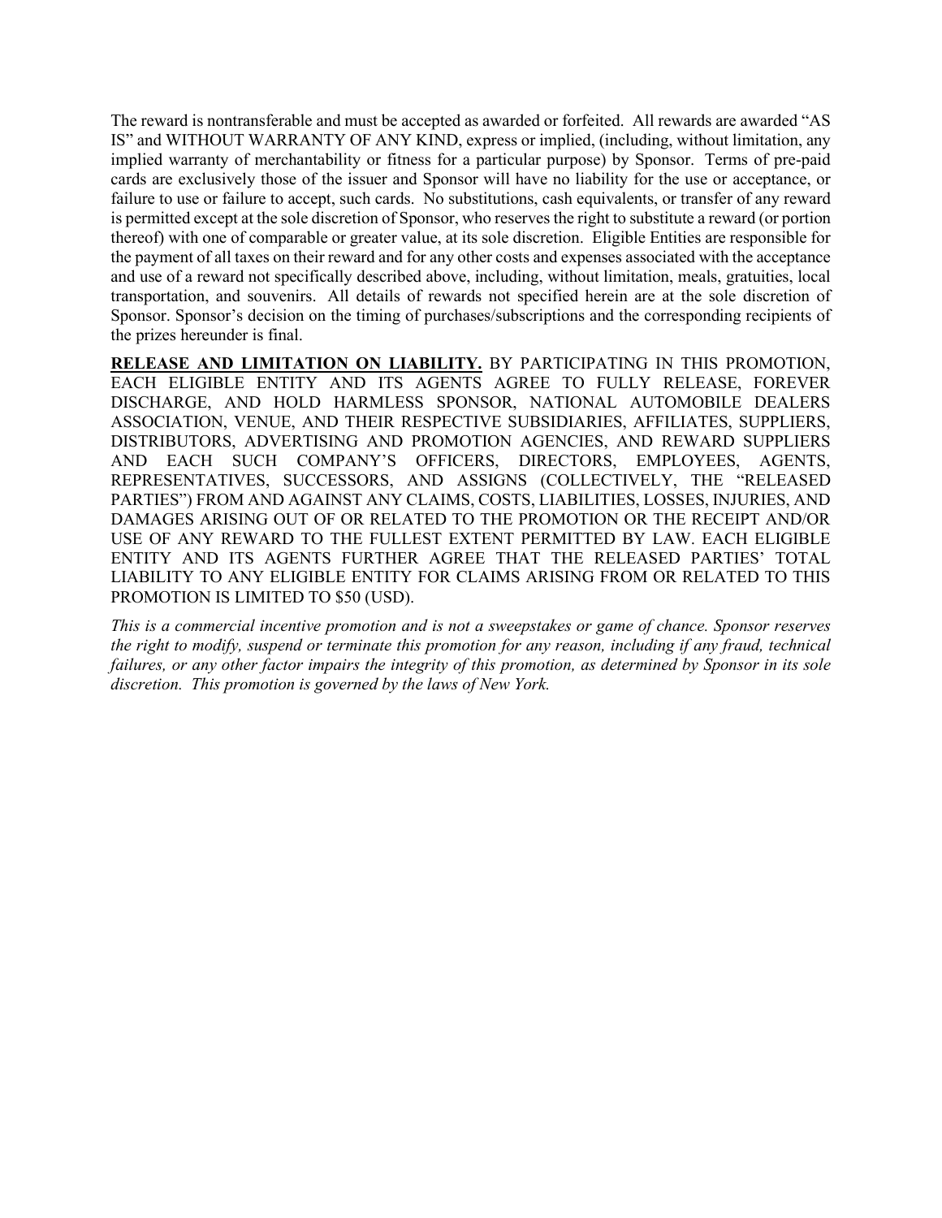The reward is nontransferable and must be accepted as awarded or forfeited. All rewards are awarded "AS IS" and WITHOUT WARRANTY OF ANY KIND, express or implied, (including, without limitation, any implied warranty of merchantability or fitness for a particular purpose) by Sponsor. Terms of pre-paid cards are exclusively those of the issuer and Sponsor will have no liability for the use or acceptance, or failure to use or failure to accept, such cards. No substitutions, cash equivalents, or transfer of any reward is permitted except at the sole discretion of Sponsor, who reserves the right to substitute a reward (or portion thereof) with one of comparable or greater value, at its sole discretion. Eligible Entities are responsible for the payment of all taxes on their reward and for any other costs and expenses associated with the acceptance and use of a reward not specifically described above, including, without limitation, meals, gratuities, local transportation, and souvenirs. All details of rewards not specified herein are at the sole discretion of Sponsor. Sponsor's decision on the timing of purchases/subscriptions and the corresponding recipients of the prizes hereunder is final.

**RELEASE AND LIMITATION ON LIABILITY.** BY PARTICIPATING IN THIS PROMOTION, EACH ELIGIBLE ENTITY AND ITS AGENTS AGREE TO FULLY RELEASE, FOREVER DISCHARGE, AND HOLD HARMLESS SPONSOR, NATIONAL AUTOMOBILE DEALERS ASSOCIATION, VENUE, AND THEIR RESPECTIVE SUBSIDIARIES, AFFILIATES, SUPPLIERS, DISTRIBUTORS, ADVERTISING AND PROMOTION AGENCIES, AND REWARD SUPPLIERS AND EACH SUCH COMPANY'S OFFICERS, DIRECTORS, EMPLOYEES, AGENTS, REPRESENTATIVES, SUCCESSORS, AND ASSIGNS (COLLECTIVELY, THE "RELEASED PARTIES") FROM AND AGAINST ANY CLAIMS, COSTS, LIABILITIES, LOSSES, INJURIES, AND DAMAGES ARISING OUT OF OR RELATED TO THE PROMOTION OR THE RECEIPT AND/OR USE OF ANY REWARD TO THE FULLEST EXTENT PERMITTED BY LAW. EACH ELIGIBLE ENTITY AND ITS AGENTS FURTHER AGREE THAT THE RELEASED PARTIES' TOTAL LIABILITY TO ANY ELIGIBLE ENTITY FOR CLAIMS ARISING FROM OR RELATED TO THIS PROMOTION IS LIMITED TO $50 (USD).

*This is a commercial incentive promotion and is not a sweepstakes or game of chance. Sponsor reserves the right to modify, suspend or terminate this promotion for any reason, including if any fraud, technical failures, or any other factor impairs the integrity of this promotion, as determined by Sponsor in its sole discretion. This promotion is governed by the laws of New York.*